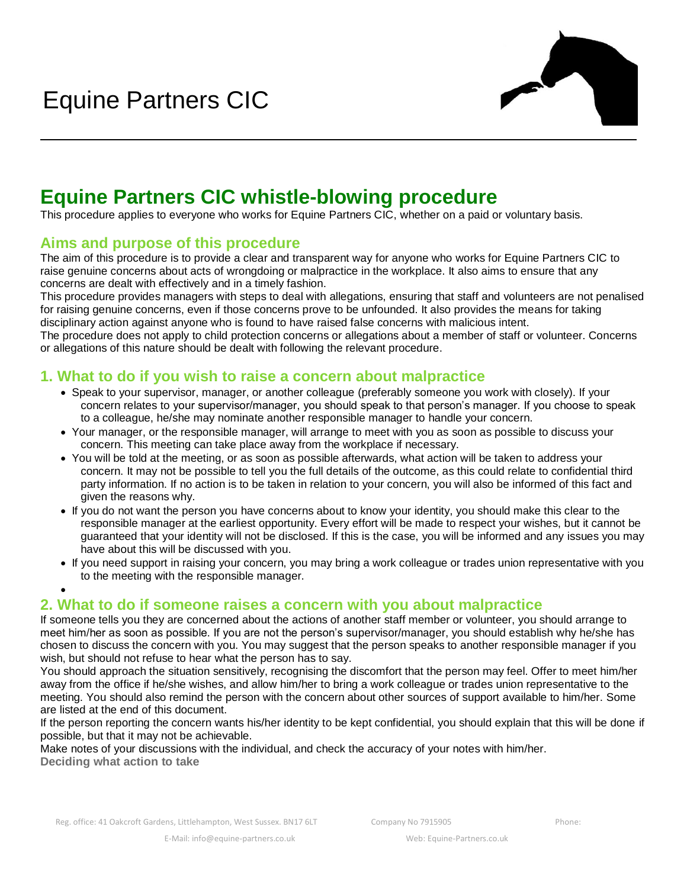# Equine Partners CIC

## Equine Partners CIC whistle-blowing procedure

This procedure applies to everyone who works for Equine Partners CIC, whether on a paid or voluntary basis.

### Aims and purpose of this procedure

The aim of this procedure is to provide a clear and transparent way for anyone who works for Equine Partners CIC to raise genuine concerns about acts of wrongdoing or malpractice in the workplace. It also aims to ensure that any concerns are dealt with effectively and in a timely fashion.

This procedure provides managers with steps to deal with allegations, ensuring that staff and volunteers are not penalised for raising genuine concerns, even if those concerns prove to be unfounded. It also provides the means for taking disciplinary action against anyone who is found to have raised false concerns with malicious intent.

The procedure does not apply to child protection concerns or allegations about a member of staff or volunteer. Concerns or allegations of this nature should be dealt with following the relevant procedure.

### 1. What to do if you wish to raise a concern about malpractice

- Speak to your supervisor, manager, or another colleague (preferably someone you work with closely). If your concern relates to your supervisor/manager, you should speak to that person's manager. If you choose to speak to a colleague, he/she may nominate another responsible manager to handle your concern.
- Your manager, or the responsible manager, will arrange to meet with you as soon as possible to discuss your concern. This meeting can take place away from the workplace if necessary.
- You will be told at the meeting, or as soon as possible afterwards, what action will be taken to address your concern. It may not be possible to tell you the full details of the outcome, as this could relate to confidential third party information. If no action is to be taken in relation to your concern, you will also be informed of this fact and given the reasons why.
- If you do not want the person you have concerns about to know your identity, you should make this clear to the responsible manager at the earliest opportunity. Every effort will be made to respect your wishes, but it cannot be guaranteed that your identity will not be disclosed. If this is the case, you will be informed and any issues you may have about this will be discussed with you.
- If you need support in raising your concern, you may bring a work colleague or trades union representative with you to the meeting with the responsible manager.

### 2. What to do if someone raises a concern with you about malpractice

If someone tells you they are concerned about the actions of another staff member or volunteer, you should arrange to meet him/her as soon as possible. If you are not the person's supervisor/manager, you should establish why he/she has chosen to discuss the concern with you. You may suggest that the person speaks to another responsible manager if you wish, but should not refuse to hear what the person has to say.

You should approach the situation sensitively, recognising the discomfort that the person may feel. Offer to meet him/her away from the office if he/she wishes, and allow him/her to bring a work colleague or trades union representative to the meeting. You should also remind the person with the concern about other sources of support available to him/her. Some are listed at the end of this document.

If the person reporting the concern wants his/her identity to be kept confidential, you should explain that this will be done if possible, but that it may not be achievable.

Make notes of your discussions with the individual, and check the accuracy of your notes with him/her.

**Deciding what action to take**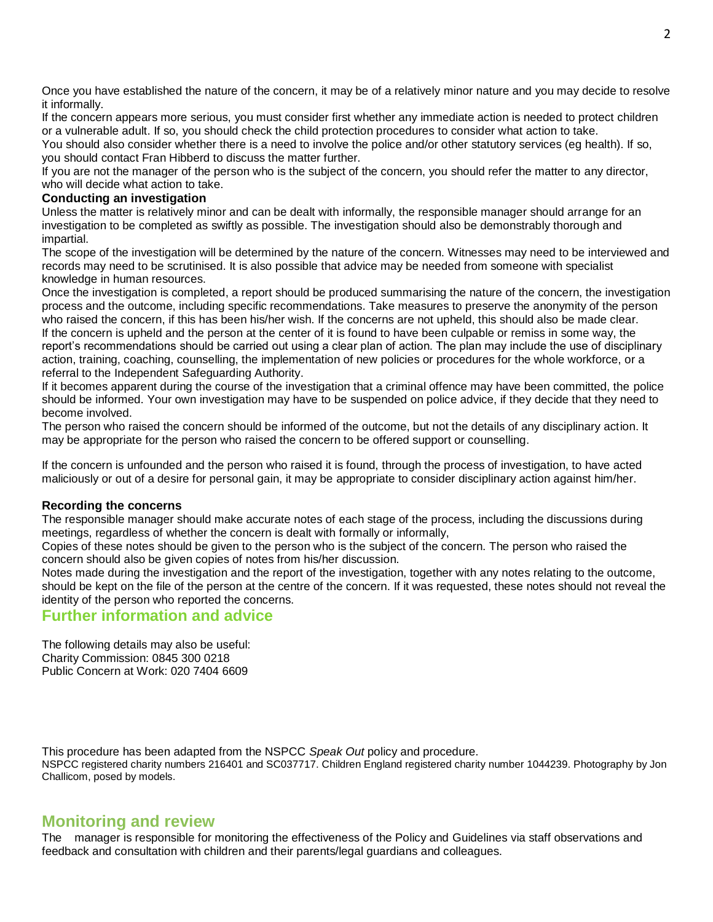Once you have established the nature of the concern, it may be of a relatively minor nature and you may decide to resolve it informally.

If the concern appears more serious, you must consider first whether any immediate action is needed to protect children or a vulnerable adult. If so, you should check the child protection procedures to consider what action to take.

You should also consider whether there is a need to involve the police and/or other statutory services (eg health). If so, you should contact Fran Hibberd to discuss the matter further.

If you are not the manager of the person who is the subject of the concern, you should refer the matter to any director, who will decide what action to take.

**Conducting an investigation**

Unless the matter is relatively minor and can be dealt with informally, the responsible manager should arrange for an investigation to be completed as swiftly as possible. The investigation should also be demonstrably thorough and impartial.

The scope of the investigation will be determined by the nature of the concern. Witnesses may need to be interviewed and records may need to be scrutinised. It is also possible that advice may be needed from someone with specialist knowledge in human resources.

Once the investigation is completed, a report should be produced summarising the nature of the concern, the investigation process and the outcome, including specific recommendations. Take measures to preserve the anonymity of the person who raised the concern, if this has been his/her wish. If the concerns are not upheld, this should also be made clear.

If the concern is upheld and the person at the center of it is found to have been culpable or remiss in some way, the report's recommendations should be carried out using a clear plan of action. The plan may include the use of disciplinary action, training, coaching, counselling, the implementation of new policies or procedures for the whole workforce, or a referral to the Independent Safeguarding Authority.

If it becomes apparent during the course of the investigation that a criminal offence may have been committed, the police should be informed. Your own investigation may have to be suspended on police advice, if they decide that they need to become involved.

The person who raised the concern should be informed of the outcome, but not the details of any disciplinary action. It may be appropriate for the person who raised the concern to be offered support or counselling.

If the concern is unfounded and the person who raised it is found, through the process of investigation, to have acted maliciously or out of a desire for personal gain, it may be appropriate to consider disciplinary action against him/her.

**Recording the concerns**

The responsible manager should make accurate notes of each stage of the process, including the discussions during meetings, regardless of whether the concern is dealt with formally or informally,

Copies of these notes should be given to the person who is the subject of the concern. The person who raised the concern should also be given copies of notes from his/her discussion.

Notes made during the investigation and the report of the investigation, together with any notes relating to the outcome, should be kept on the file of the person at the centre of the concern. If it was requested, these notes should not reveal the identity of the person who reported the concerns.

## Further information and advice

The following details may also be useful:
Charity Commission: 0845 300 0218
Public Concern at Work: 020 7404 6609

This procedure has been adapted from the NSPCC *Speak Out* policy and procedure.
NSPCC registered charity numbers 216401 and SC037717. Children England registered charity number 1044239. Photography by Jon Challicom, posed by models.

## Monitoring and review

The manager is responsible for monitoring the effectiveness of the Policy and Guidelines via staff observations and feedback and consultation with children and their parents/legal guardians and colleagues.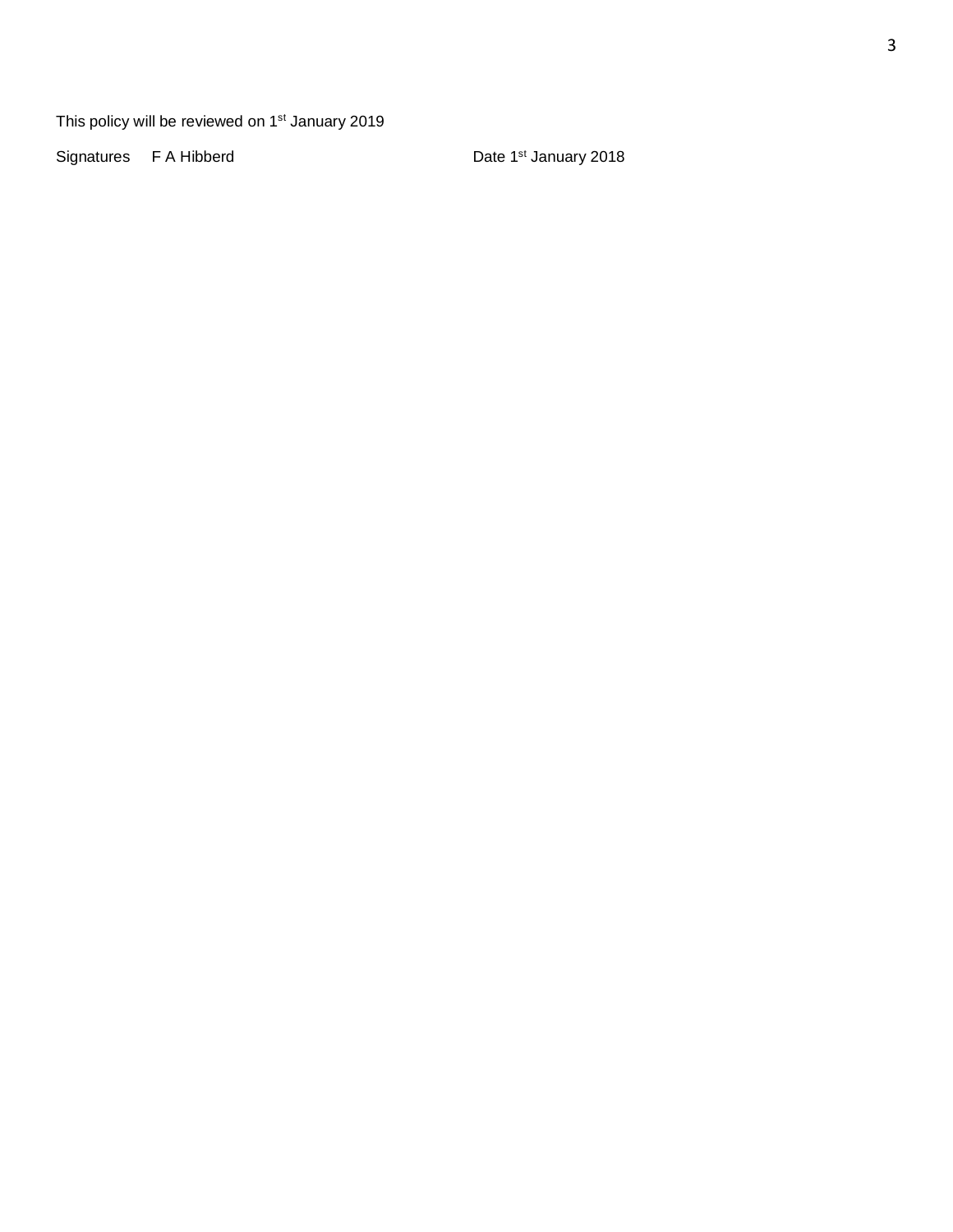This policy will be reviewed on 1st January 2019

Signatures F A Hibberd Date 1st January 2018